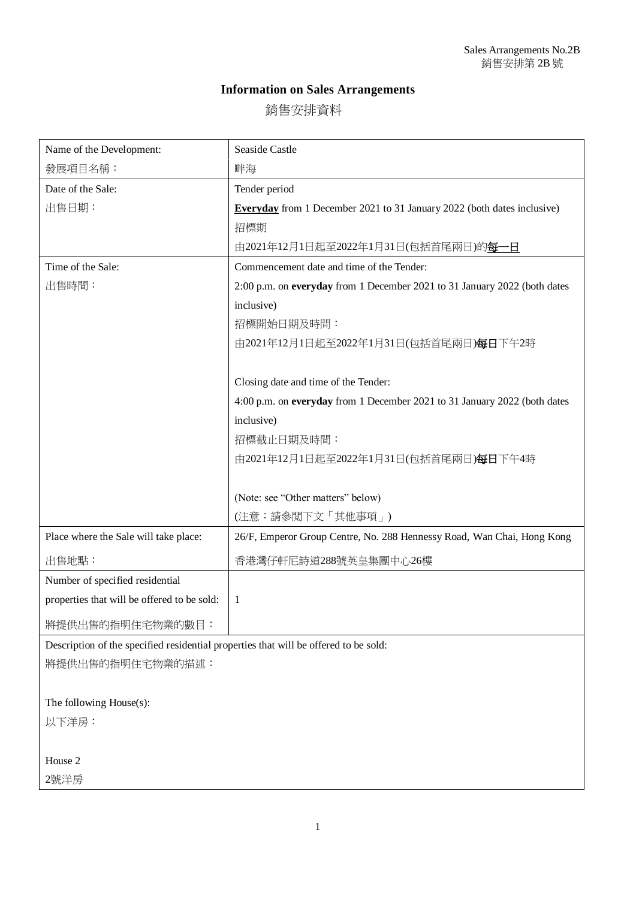Sales Arrangements No.2B
銷售安排第 2B 號

# Information on Sales Arrangements

## 銷售安排資料

| Name of the Development:<br>發展項目名稱： | Seaside Castle<br>畔海 |
|---|---|
| Date of the Sale:<br>出售日期： | Tender period<br>**Everyday** from 1 December 2021 to 31 January 2022 (both dates inclusive)<br>招標期<br>由2021年12月1日起至2022年1月31日(包括首尾兩日)的**每一日** |
| Time of the Sale:<br>出售時間： | Commencement date and time of the Tender:<br>2:00 p.m. on **everyday** from 1 December 2021 to 31 January 2022 (both dates inclusive)<br>招標開始日期及時間：<br>由2021年12月1日起至2022年1月31日(包括首尾兩日)**每日**下午2時<br><br>Closing date and time of the Tender:<br>4:00 p.m. on **everyday** from 1 December 2021 to 31 January 2022 (both dates inclusive)<br>招標截止日期及時間：<br>由2021年12月1日起至2022年1月31日(包括首尾兩日)**每日**下午4時<br><br>(Note: see "Other matters" below)<br>(注意：請參閱下文「其他事項」) |
| Place where the Sale will take place:<br>出售地點： | 26/F, Emperor Group Centre, No. 288 Hennessy Road, Wan Chai, Hong Kong<br>香港灣仔軒尼詩道288號英皇集團中心26樓 |
| Number of specified residential properties that will be offered to be sold:<br>將提供出售的指明住宅物業的數目： | 1 |

Description of the specified residential properties that will be offered to be sold:
將提供出售的指明住宅物業的描述：

The following House(s):
以下洋房：

House 2
2號洋房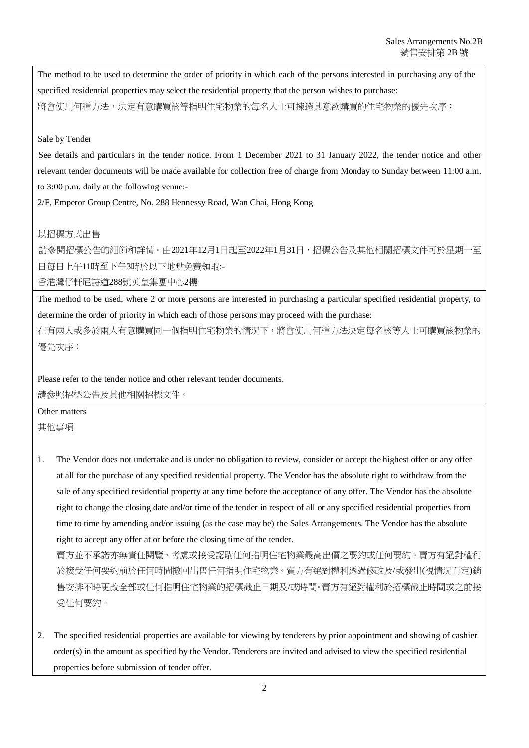Sales Arrangements No.2B
銷售安排第 2B 號

The method to be used to determine the order of priority in which each of the persons interested in purchasing any of the specified residential properties may select the residential property that the person wishes to purchase:
將會使用何種方法，決定有意購買該等指明住宅物業的每名人士可揀選其意欲購買的住宅物業的優先次序：

Sale by Tender

See details and particulars in the tender notice. From 1 December 2021 to 31 January 2022, the tender notice and other relevant tender documents will be made available for collection free of charge from Monday to Sunday between 11:00 a.m. to 3:00 p.m. daily at the following venue:-

2/F, Emperor Group Centre, No. 288 Hennessy Road, Wan Chai, Hong Kong

以招標方式出售

請參閱招標公告的細節和詳情。由2021年12月1日起至2022年1月31日，招標公告及其他相關招標文件可於星期一至日每日上午11時至下午3時於以下地點免費領取:-

香港灣仔軒尼詩道288號英皇集團中心2樓

The method to be used, where 2 or more persons are interested in purchasing a particular specified residential property, to determine the order of priority in which each of those persons may proceed with the purchase:
在有兩人或多於兩人有意購買同一個指明住宅物業的情況下，將會使用何種方法決定每名該等人士可購買該物業的優先次序：

Please refer to the tender notice and other relevant tender documents.
請參照招標公告及其他相關招標文件。

Other matters
其他事項

1. The Vendor does not undertake and is under no obligation to review, consider or accept the highest offer or any offer at all for the purchase of any specified residential property. The Vendor has the absolute right to withdraw from the sale of any specified residential property at any time before the acceptance of any offer. The Vendor has the absolute right to change the closing date and/or time of the tender in respect of all or any specified residential properties from time to time by amending and/or issuing (as the case may be) the Sales Arrangements. The Vendor has the absolute right to accept any offer at or before the closing time of the tender.
   賣方並不承諾亦無責任閱覽、考慮或接受認購任何指明住宅物業最高出價之要約或任何要約。賣方有絕對權利於接受任何要約前於任何時間撤回出售任何指明住宅物業。賣方有絕對權利透過修改及/或發出(視情況而定)銷售安排不時更改全部或任何指明住宅物業的招標截止日期及/或時間。賣方有絕對權利於招標截止時間或之前接受任何要約。

2. The specified residential properties are available for viewing by tenderers by prior appointment and showing of cashier order(s) in the amount as specified by the Vendor. Tenderers are invited and advised to view the specified residential properties before submission of tender offer.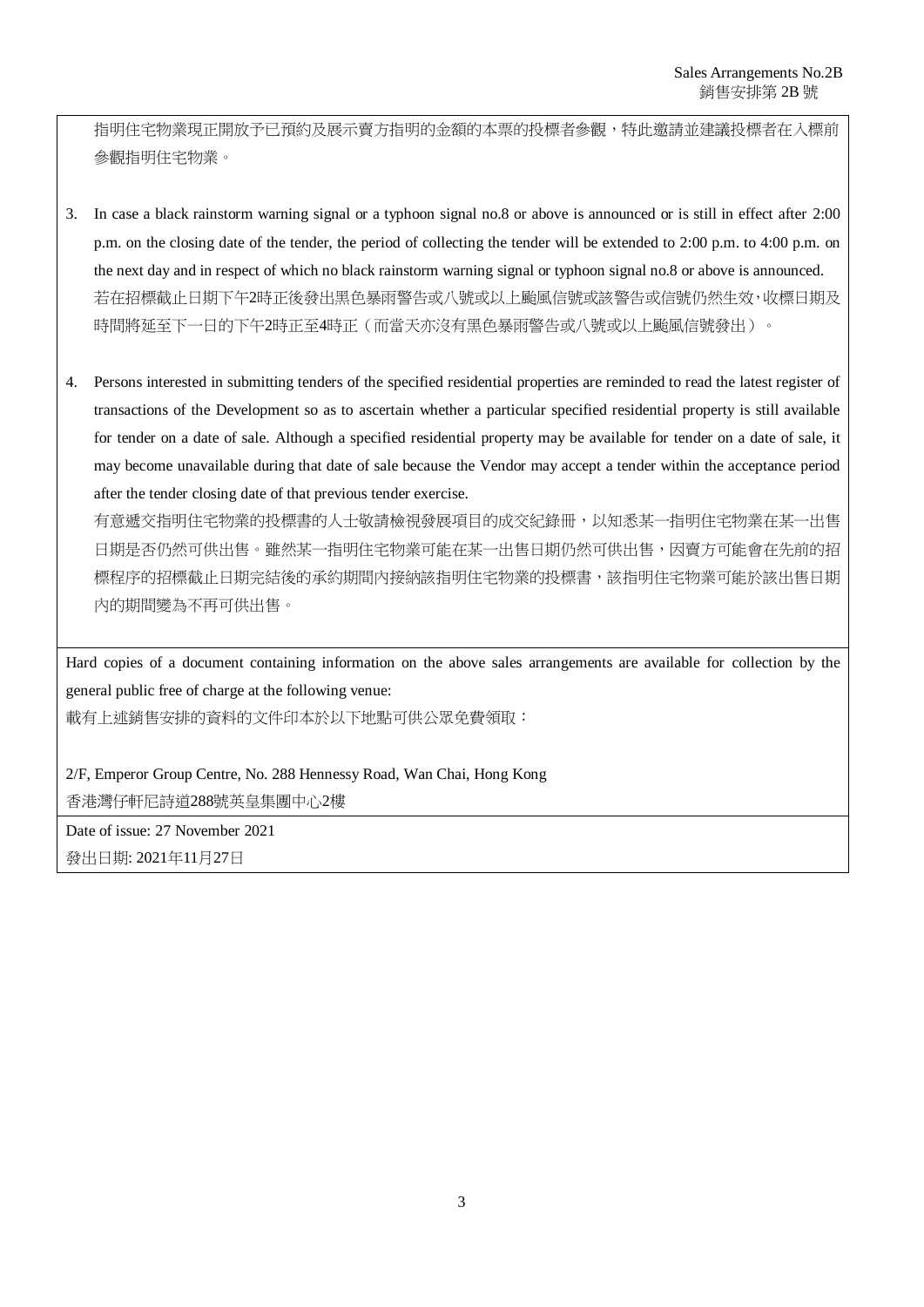指明住宅物業現正開放予已預約及展示賣方指明的金額的本票的投標者參觀，特此邀請並建議投標者在入標前參觀指明住宅物業。

3. In case a black rainstorm warning signal or a typhoon signal no.8 or above is announced or is still in effect after 2:00 p.m. on the closing date of the tender, the period of collecting the tender will be extended to 2:00 p.m. to 4:00 p.m. on the next day and in respect of which no black rainstorm warning signal or typhoon signal no.8 or above is announced.
   若在招標截止日期下午2時正後發出黑色暴雨警告或八號或以上颱風信號或該警告或信號仍然生效，收標日期及時間將延至下一日的下午2時正至4時正（而當天亦沒有黑色暴雨警告或八號或以上颱風信號發出）。

4. Persons interested in submitting tenders of the specified residential properties are reminded to read the latest register of transactions of the Development so as to ascertain whether a particular specified residential property is still available for tender on a date of sale. Although a specified residential property may be available for tender on a date of sale, it may become unavailable during that date of sale because the Vendor may accept a tender within the acceptance period after the tender closing date of that previous tender exercise.
   有意遞交指明住宅物業的投標書的人士敬請檢視發展項目的成交紀錄冊，以知悉某一指明住宅物業在某一出售日期是否仍然可供出售。雖然某一指明住宅物業可能在某一出售日期仍然可供出售，因賣方可能會在先前的招標程序的招標截止日期完結後的承約期間內接納該指明住宅物業的投標書，該指明住宅物業可能於該出售日期內的期間變為不再可供出售。

Hard copies of a document containing information on the above sales arrangements are available for collection by the general public free of charge at the following venue:
載有上述銷售安排的資料的文件印本於以下地點可供公眾免費領取：

2/F, Emperor Group Centre, No. 288 Hennessy Road, Wan Chai, Hong Kong
香港灣仔軒尼詩道288號英皇集團中心2樓

Date of issue: 27 November 2021
發出日期: 2021年11月27日